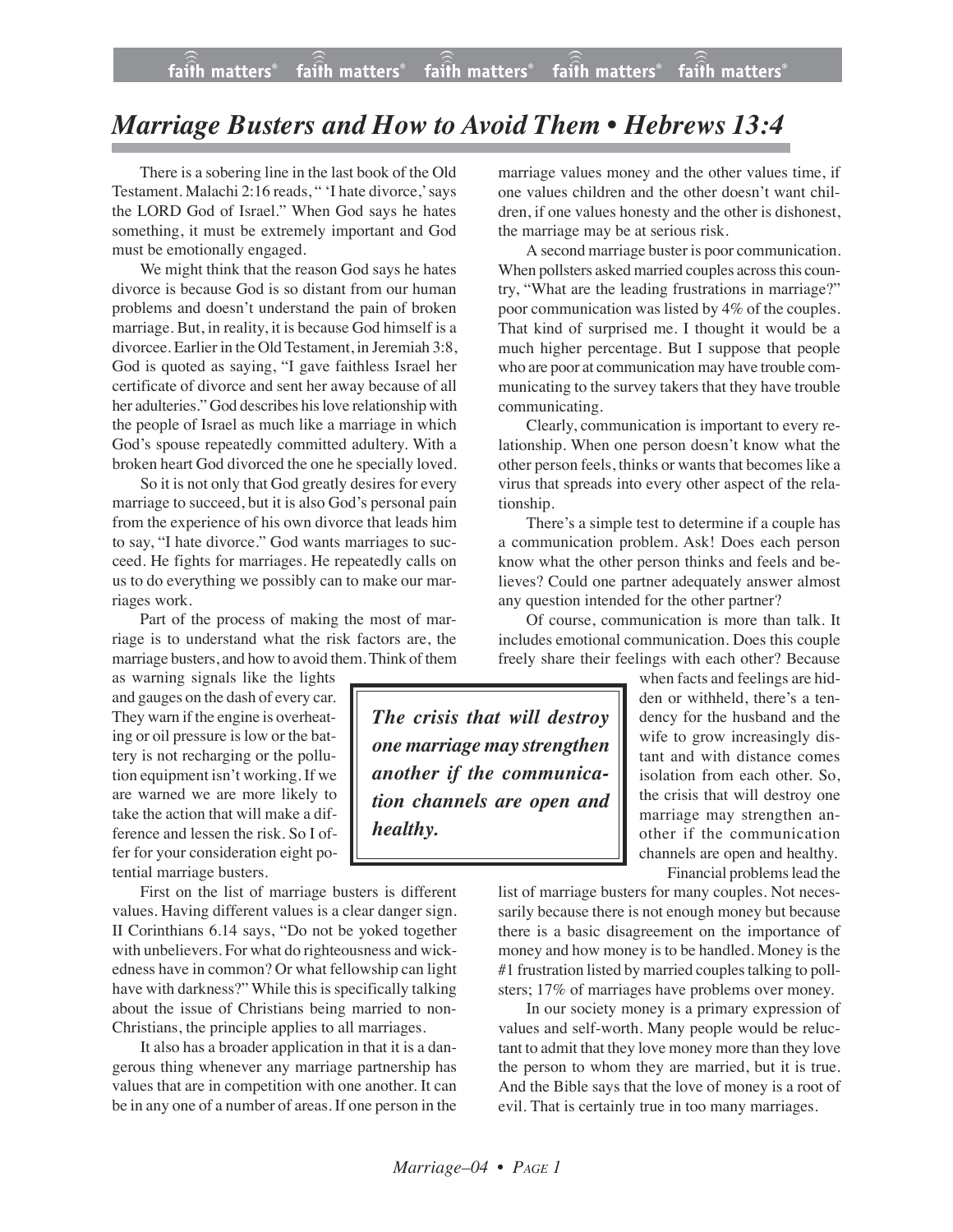# *Marriage Busters and How to Avoid Them • Hebrews 13:4*

There is a sobering line in the last book of the Old Testament. Malachi 2:16 reads, " 'I hate divorce,' says the LORD God of Israel." When God says he hates something, it must be extremely important and God must be emotionally engaged.

We might think that the reason God says he hates divorce is because God is so distant from our human problems and doesn't understand the pain of broken marriage. But, in reality, it is because God himself is a divorcee. Earlier in the Old Testament, in Jeremiah 3:8, God is quoted as saying, "I gave faithless Israel her certificate of divorce and sent her away because of all her adulteries." God describes his love relationship with the people of Israel as much like a marriage in which God's spouse repeatedly committed adultery. With a broken heart God divorced the one he specially loved.

So it is not only that God greatly desires for every marriage to succeed, but it is also God's personal pain from the experience of his own divorce that leads him to say, "I hate divorce." God wants marriages to succeed. He fights for marriages. He repeatedly calls on us to do everything we possibly can to make our marriages work.

Part of the process of making the most of marriage is to understand what the risk factors are, the marriage busters, and how to avoid them. Think of them as warning signals like the lights and gauges on the dash of every car. They warn if the engine is overheating or oil pressure is low or the battery is not recharging or the pollution equipment isn't working. If we are warned we are more likely to take the action that will make a difference and lessen the risk. So I offer for your consideration eight potential marriage busters.

First on the list of marriage busters is different values. Having different values is a clear danger sign. II Corinthians 6.14 says, "Do not be yoked together with unbelievers. For what do righteousness and wickedness have in common? Or what fellowship can light have with darkness?" While this is specifically talking about the issue of Christians being married to non-Christians, the principle applies to all marriages.

It also has a broader application in that it is a dangerous thing whenever any marriage partnership has values that are in competition with one another. It can be in any one of a number of areas. If one person in the marriage values money and the other values time, if one values children and the other doesn't want children, if one values honesty and the other is dishonest, the marriage may be at serious risk.

A second marriage buster is poor communication. When pollsters asked married couples across this country, "What are the leading frustrations in marriage?" poor communication was listed by 4% of the couples. That kind of surprised me. I thought it would be a much higher percentage. But I suppose that people who are poor at communication may have trouble communicating to the survey takers that they have trouble communicating.

Clearly, communication is important to every relationship. When one person doesn't know what the other person feels, thinks or wants that becomes like a virus that spreads into every other aspect of the relationship.

There's a simple test to determine if a couple has a communication problem. Ask! Does each person know what the other person thinks and feels and believes? Could one partner adequately answer almost any question intended for the other partner?

Of course, communication is more than talk. It includes emotional communication. Does this couple freely share their feelings with each other? Because when facts and feelings are hidden or withheld, there's a tendency for the husband and the wife to grow increasingly distant and with distance comes isolation from each other. So, the crisis that will destroy one marriage may strengthen another if the communication channels are open and healthy.

> ***The crisis that will destroy one marriage may strengthen another if the communication channels are open and healthy.***

Financial problems lead the list of marriage busters for many couples. Not necessarily because there is not enough money but because there is a basic disagreement on the importance of money and how money is to be handled. Money is the #1 frustration listed by married couples talking to pollsters; 17% of marriages have problems over money.

In our society money is a primary expression of values and self-worth. Many people would be reluctant to admit that they love money more than they love the person to whom they are married, but it is true. And the Bible says that the love of money is a root of evil. That is certainly true in too many marriages.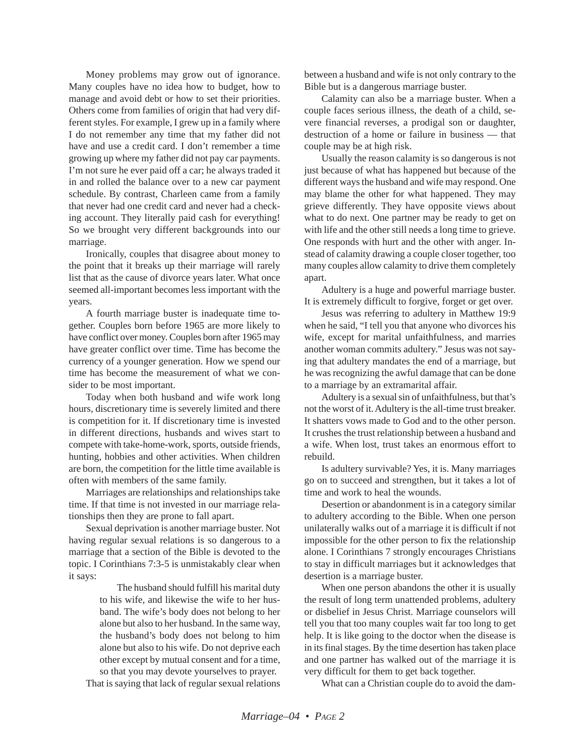Money problems may grow out of ignorance. Many couples have no idea how to budget, how to manage and avoid debt or how to set their priorities. Others come from families of origin that had very different styles. For example, I grew up in a family where I do not remember any time that my father did not have and use a credit card. I don't remember a time growing up where my father did not pay car payments. I'm not sure he ever paid off a car; he always traded it in and rolled the balance over to a new car payment schedule. By contrast, Charleen came from a family that never had one credit card and never had a checking account. They literally paid cash for everything! So we brought very different backgrounds into our marriage.

Ironically, couples that disagree about money to the point that it breaks up their marriage will rarely list that as the cause of divorce years later. What once seemed all-important becomes less important with the years.

A fourth marriage buster is inadequate time together. Couples born before 1965 are more likely to have conflict over money. Couples born after 1965 may have greater conflict over time. Time has become the currency of a younger generation. How we spend our time has become the measurement of what we consider to be most important.

Today when both husband and wife work long hours, discretionary time is severely limited and there is competition for it. If discretionary time is invested in different directions, husbands and wives start to compete with take-home-work, sports, outside friends, hunting, hobbies and other activities. When children are born, the competition for the little time available is often with members of the same family.

Marriages are relationships and relationships take time. If that time is not invested in our marriage relationships then they are prone to fall apart.

Sexual deprivation is another marriage buster. Not having regular sexual relations is so dangerous to a marriage that a section of the Bible is devoted to the topic. I Corinthians 7:3-5 is unmistakably clear when it says:

> The husband should fulfill his marital duty to his wife, and likewise the wife to her husband. The wife's body does not belong to her alone but also to her husband. In the same way, the husband's body does not belong to him alone but also to his wife. Do not deprive each other except by mutual consent and for a time, so that you may devote yourselves to prayer.

That is saying that lack of regular sexual relations between a husband and wife is not only contrary to the Bible but is a dangerous marriage buster.

Calamity can also be a marriage buster. When a couple faces serious illness, the death of a child, severe financial reverses, a prodigal son or daughter, destruction of a home or failure in business — that couple may be at high risk.

Usually the reason calamity is so dangerous is not just because of what has happened but because of the different ways the husband and wife may respond. One may blame the other for what happened. They may grieve differently. They have opposite views about what to do next. One partner may be ready to get on with life and the other still needs a long time to grieve. One responds with hurt and the other with anger. Instead of calamity drawing a couple closer together, too many couples allow calamity to drive them completely apart.

Adultery is a huge and powerful marriage buster. It is extremely difficult to forgive, forget or get over.

Jesus was referring to adultery in Matthew 19:9 when he said, "I tell you that anyone who divorces his wife, except for marital unfaithfulness, and marries another woman commits adultery." Jesus was not saying that adultery mandates the end of a marriage, but he was recognizing the awful damage that can be done to a marriage by an extramarital affair.

Adultery is a sexual sin of unfaithfulness, but that's not the worst of it. Adultery is the all-time trust breaker. It shatters vows made to God and to the other person. It crushes the trust relationship between a husband and a wife. When lost, trust takes an enormous effort to rebuild.

Is adultery survivable? Yes, it is. Many marriages go on to succeed and strengthen, but it takes a lot of time and work to heal the wounds.

Desertion or abandonment is in a category similar to adultery according to the Bible. When one person unilaterally walks out of a marriage it is difficult if not impossible for the other person to fix the relationship alone. I Corinthians 7 strongly encourages Christians to stay in difficult marriages but it acknowledges that desertion is a marriage buster.

When one person abandons the other it is usually the result of long term unattended problems, adultery or disbelief in Jesus Christ. Marriage counselors will tell you that too many couples wait far too long to get help. It is like going to the doctor when the disease is in its final stages. By the time desertion has taken place and one partner has walked out of the marriage it is very difficult for them to get back together.

What can a Christian couple do to avoid the dam-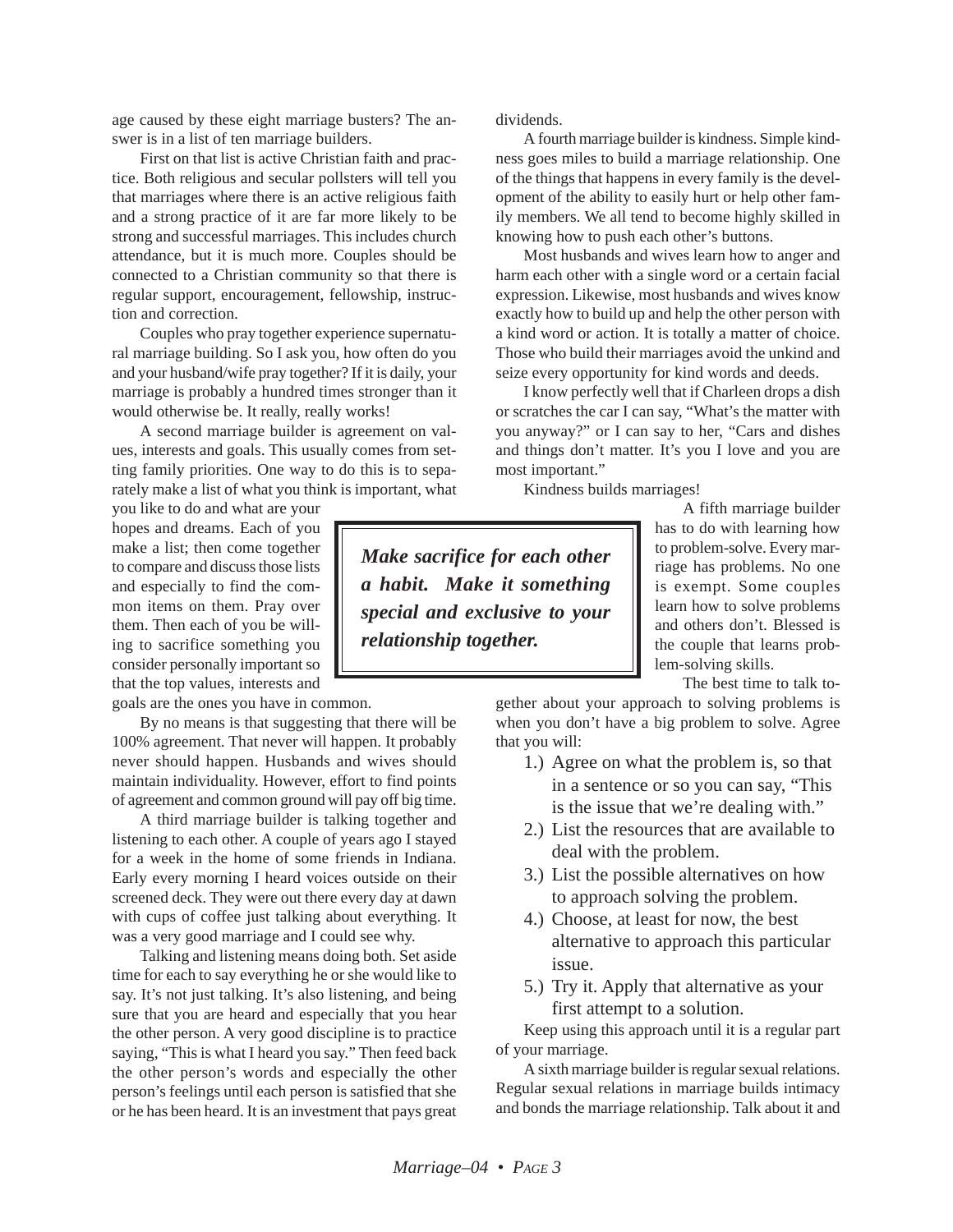age caused by these eight marriage busters? The answer is in a list of ten marriage builders.

First on that list is active Christian faith and practice. Both religious and secular pollsters will tell you that marriages where there is an active religious faith and a strong practice of it are far more likely to be strong and successful marriages. This includes church attendance, but it is much more. Couples should be connected to a Christian community so that there is regular support, encouragement, fellowship, instruction and correction.

Couples who pray together experience supernatural marriage building. So I ask you, how often do you and your husband/wife pray together? If it is daily, your marriage is probably a hundred times stronger than it would otherwise be. It really, really works!

A second marriage builder is agreement on values, interests and goals. This usually comes from setting family priorities. One way to do this is to separately make a list of what you think is important, what you like to do and what are your hopes and dreams. Each of you make a list; then come together to compare and discuss those lists and especially to find the common items on them. Pray over them. Then each of you be willing to sacrifice something you consider personally important so that the top values, interests and goals are the ones you have in common.

> ***Make sacrifice for each other a habit. Make it something special and exclusive to your relationship together.***

By no means is that suggesting that there will be 100% agreement. That never will happen. It probably never should happen. Husbands and wives should maintain individuality. However, effort to find points of agreement and common ground will pay off big time.

A third marriage builder is talking together and listening to each other. A couple of years ago I stayed for a week in the home of some friends in Indiana. Early every morning I heard voices outside on their screened deck. They were out there every day at dawn with cups of coffee just talking about everything. It was a very good marriage and I could see why.

Talking and listening means doing both. Set aside time for each to say everything he or she would like to say. It's not just talking. It's also listening, and being sure that you are heard and especially that you hear the other person. A very good discipline is to practice saying, "This is what I heard you say." Then feed back the other person's words and especially the other person's feelings until each person is satisfied that she or he has been heard. It is an investment that pays great dividends.

A fourth marriage builder is kindness. Simple kindness goes miles to build a marriage relationship. One of the things that happens in every family is the development of the ability to easily hurt or help other family members. We all tend to become highly skilled in knowing how to push each other's buttons.

Most husbands and wives learn how to anger and harm each other with a single word or a certain facial expression. Likewise, most husbands and wives know exactly how to build up and help the other person with a kind word or action. It is totally a matter of choice. Those who build their marriages avoid the unkind and seize every opportunity for kind words and deeds.

I know perfectly well that if Charleen drops a dish or scratches the car I can say, "What's the matter with you anyway?" or I can say to her, "Cars and dishes and things don't matter. It's you I love and you are most important."

Kindness builds marriages!

A fifth marriage builder has to do with learning how to problem-solve. Every marriage has problems. No one is exempt. Some couples learn how to solve problems and others don't. Blessed is the couple that learns problem-solving skills.

The best time to talk together about your approach to solving problems is when you don't have a big problem to solve. Agree that you will:

1.) Agree on what the problem is, so that in a sentence or so you can say, "This is the issue that we're dealing with."
2.) List the resources that are available to deal with the problem.
3.) List the possible alternatives on how to approach solving the problem.
4.) Choose, at least for now, the best alternative to approach this particular issue.
5.) Try it. Apply that alternative as your first attempt to a solution.

Keep using this approach until it is a regular part of your marriage.

A sixth marriage builder is regular sexual relations. Regular sexual relations in marriage builds intimacy and bonds the marriage relationship. Talk about it and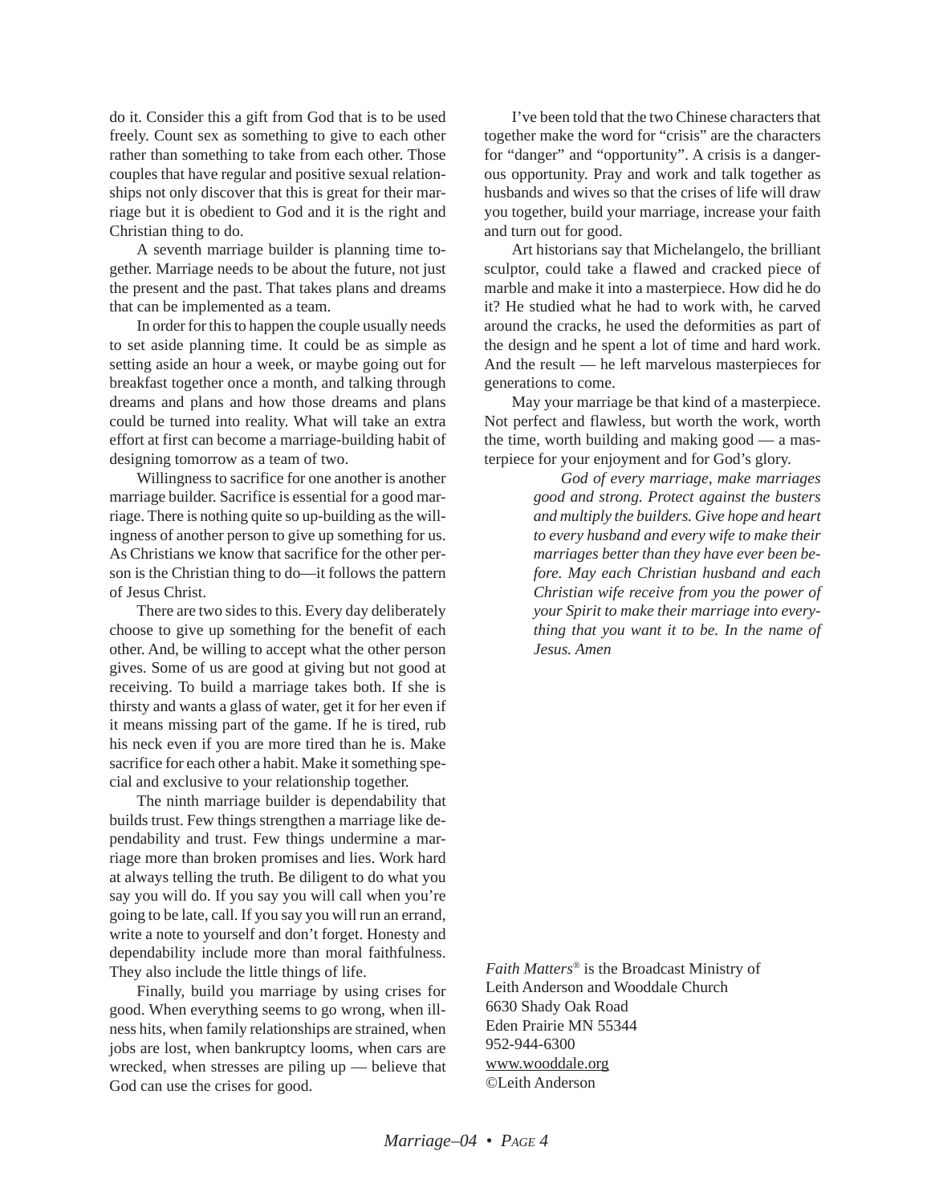do it. Consider this a gift from God that is to be used freely. Count sex as something to give to each other rather than something to take from each other. Those couples that have regular and positive sexual relationships not only discover that this is great for their marriage but it is obedient to God and it is the right and Christian thing to do.

A seventh marriage builder is planning time together. Marriage needs to be about the future, not just the present and the past. That takes plans and dreams that can be implemented as a team.

In order for this to happen the couple usually needs to set aside planning time. It could be as simple as setting aside an hour a week, or maybe going out for breakfast together once a month, and talking through dreams and plans and how those dreams and plans could be turned into reality. What will take an extra effort at first can become a marriage-building habit of designing tomorrow as a team of two.

Willingness to sacrifice for one another is another marriage builder. Sacrifice is essential for a good marriage. There is nothing quite so up-building as the willingness of another person to give up something for us. As Christians we know that sacrifice for the other person is the Christian thing to do—it follows the pattern of Jesus Christ.

There are two sides to this. Every day deliberately choose to give up something for the benefit of each other. And, be willing to accept what the other person gives. Some of us are good at giving but not good at receiving. To build a marriage takes both. If she is thirsty and wants a glass of water, get it for her even if it means missing part of the game. If he is tired, rub his neck even if you are more tired than he is. Make sacrifice for each other a habit. Make it something special and exclusive to your relationship together.

The ninth marriage builder is dependability that builds trust. Few things strengthen a marriage like dependability and trust. Few things undermine a marriage more than broken promises and lies. Work hard at always telling the truth. Be diligent to do what you say you will do. If you say you will call when you're going to be late, call. If you say you will run an errand, write a note to yourself and don't forget. Honesty and dependability include more than moral faithfulness. They also include the little things of life.

Finally, build you marriage by using crises for good. When everything seems to go wrong, when illness hits, when family relationships are strained, when jobs are lost, when bankruptcy looms, when cars are wrecked, when stresses are piling up — believe that God can use the crises for good.

I've been told that the two Chinese characters that together make the word for "crisis" are the characters for "danger" and "opportunity". A crisis is a dangerous opportunity. Pray and work and talk together as husbands and wives so that the crises of life will draw you together, build your marriage, increase your faith and turn out for good.

Art historians say that Michelangelo, the brilliant sculptor, could take a flawed and cracked piece of marble and make it into a masterpiece. How did he do it? He studied what he had to work with, he carved around the cracks, he used the deformities as part of the design and he spent a lot of time and hard work. And the result — he left marvelous masterpieces for generations to come.

May your marriage be that kind of a masterpiece. Not perfect and flawless, but worth the work, worth the time, worth building and making good — a masterpiece for your enjoyment and for God's glory.

*God of every marriage, make marriages good and strong. Protect against the busters and multiply the builders. Give hope and heart to every husband and every wife to make their marriages better than they have ever been before. May each Christian husband and each Christian wife receive from you the power of your Spirit to make their marriage into everything that you want it to be. In the name of Jesus. Amen*

*Faith Matters*® is the Broadcast Ministry of
Leith Anderson and Wooddale Church
6630 Shady Oak Road
Eden Prairie MN 55344
952-944-6300
www.wooddale.org
©Leith Anderson